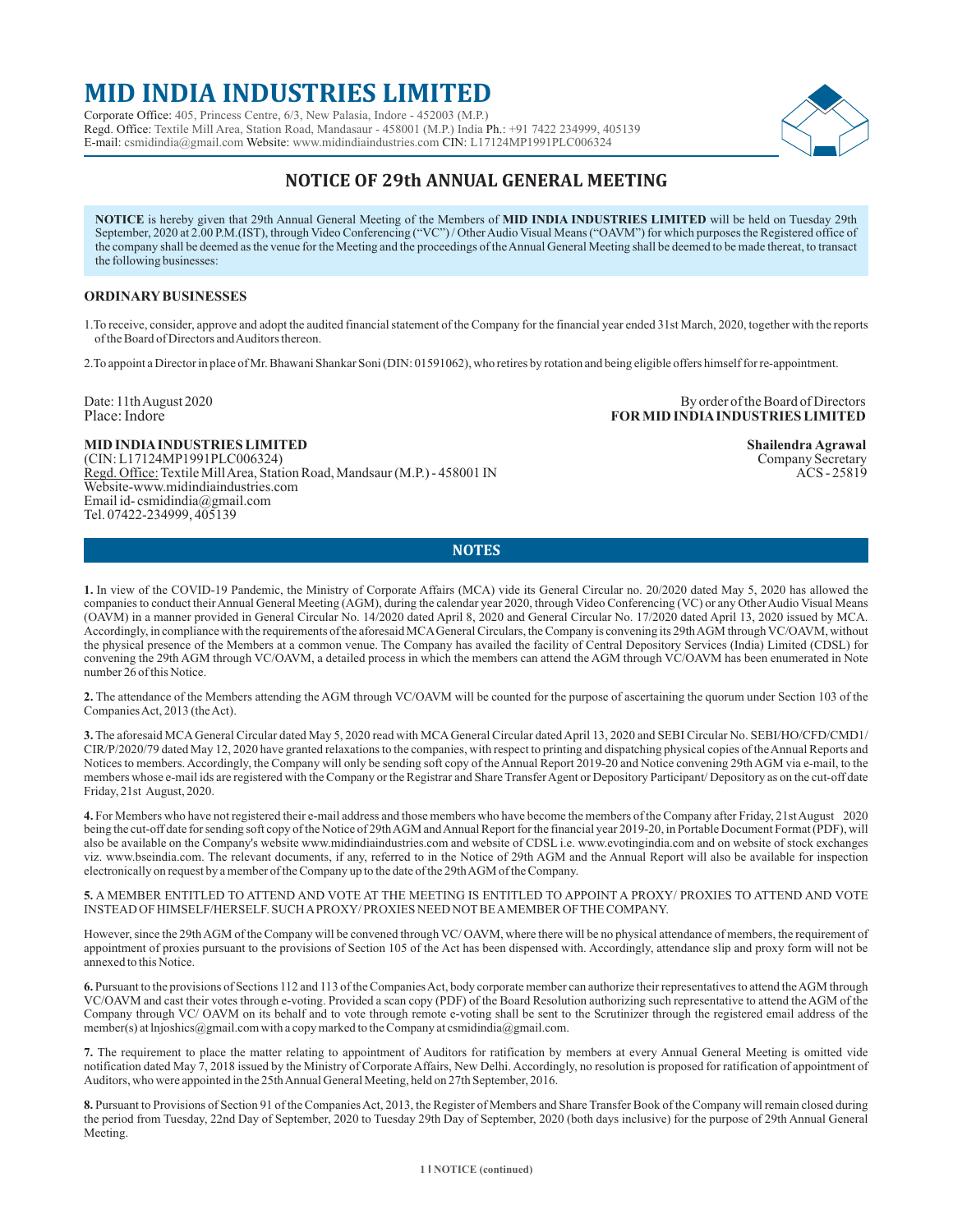# MID INDIA INDUSTRIES LIMITED

Corporate Office: 405, Princess Centre, 6/3, New Palasia, Indore - 452003 (M.P.)
Regd. Office: Textile Mill Area, Station Road, Mandasaur - 458001 (M.P.) India Ph.: +91 7422 234999, 405139
E-mail: csmidindia@gmail.com Website: www.midindiaindustries.com CIN: L17124MP1991PLC006324

## NOTICE OF 29th ANNUAL GENERAL MEETING

**NOTICE** is hereby given that 29th Annual General Meeting of the Members of **MID INDIA INDUSTRIES LIMITED** will be held on Tuesday 29th September, 2020 at 2.00 P.M.(IST), through Video Conferencing ("VC") / Other Audio Visual Means ("OAVM") for which purposes the Registered office of the company shall be deemed as the venue for the Meeting and the proceedings of the Annual General Meeting shall be deemed to be made thereat, to transact the following businesses:

**ORDINARY BUSINESSES**

1. To receive, consider, approve and adopt the audited financial statement of the Company for the financial year ended 31st March, 2020, together with the reports of the Board of Directors and Auditors thereon.

2. To appoint a Director in place of Mr. Bhawani Shankar Soni (DIN: 01591062), who retires by rotation and being eligible offers himself for re-appointment.

Date: 11th August 2020
Place: Indore

By order of the Board of Directors
**FOR MID INDIA INDUSTRIES LIMITED**

**Shailendra Agrawal**
Company Secretary
ACS - 25819

**MID INDIA INDUSTRIES LIMITED**
(CIN: L17124MP1991PLC006324)
Regd. Office: Textile Mill Area, Station Road, Mandsaur (M.P.) - 458001 IN
Website-www.midindiaindustries.com
Email id- csmidindia@gmail.com
Tel. 07422-234999, 405139

## NOTES

**1.** In view of the COVID-19 Pandemic, the Ministry of Corporate Affairs (MCA) vide its General Circular no. 20/2020 dated May 5, 2020 has allowed the companies to conduct their Annual General Meeting (AGM), during the calendar year 2020, through Video Conferencing (VC) or any Other Audio Visual Means (OAVM) in a manner provided in General Circular No. 14/2020 dated April 8, 2020 and General Circular No. 17/2020 dated April 13, 2020 issued by MCA. Accordingly, in compliance with the requirements of the aforesaid MCA General Circulars, the Company is convening its 29th AGM through VC/OAVM, without the physical presence of the Members at a common venue. The Company has availed the facility of Central Depository Services (India) Limited (CDSL) for convening the 29th AGM through VC/OAVM, a detailed process in which the members can attend the AGM through VC/OAVM has been enumerated in Note number 26 of this Notice.

**2.** The attendance of the Members attending the AGM through VC/OAVM will be counted for the purpose of ascertaining the quorum under Section 103 of the Companies Act, 2013 (the Act).

**3.** The aforesaid MCA General Circular dated May 5, 2020 read with MCA General Circular dated April 13, 2020 and SEBI Circular No. SEBI/HO/CFD/CMD1/CIR/P/2020/79 dated May 12, 2020 have granted relaxations to the companies, with respect to printing and dispatching physical copies of the Annual Reports and Notices to members. Accordingly, the Company will only be sending soft copy of the Annual Report 2019-20 and Notice convening 29th AGM via e-mail, to the members whose e-mail ids are registered with the Company or the Registrar and Share Transfer Agent or Depository Participant/ Depository as on the cut-off date Friday, 21st August, 2020.

**4.** For Members who have not registered their e-mail address and those members who have become the members of the Company after Friday, 21st August 2020 being the cut-off date for sending soft copy of the Notice of 29th AGM and Annual Report for the financial year 2019-20, in Portable Document Format (PDF), will also be available on the Company's website www.midindiaindustries.com and website of CDSL i.e. www.evotingindia.com and on website of stock exchanges viz. www.bseindia.com. The relevant documents, if any, referred to in the Notice of 29th AGM and the Annual Report will also be available for inspection electronically on request by a member of the Company up to the date of the 29th AGM of the Company.

**5.** A MEMBER ENTITLED TO ATTEND AND VOTE AT THE MEETING IS ENTITLED TO APPOINT A PROXY/ PROXIES TO ATTEND AND VOTE INSTEAD OF HIMSELF/HERSELF. SUCH A PROXY/ PROXIES NEED NOT BE A MEMBER OF THE COMPANY.

However, since the 29th AGM of the Company will be convened through VC/ OAVM, where there will be no physical attendance of members, the requirement of appointment of proxies pursuant to the provisions of Section 105 of the Act has been dispensed with. Accordingly, attendance slip and proxy form will not be annexed to this Notice.

**6.** Pursuant to the provisions of Sections 112 and 113 of the Companies Act, body corporate member can authorize their representatives to attend the AGM through VC/OAVM and cast their votes through e-voting. Provided a scan copy (PDF) of the Board Resolution authorizing such representative to attend the AGM of the Company through VC/ OAVM on its behalf and to vote through remote e-voting shall be sent to the Scrutinizer through the registered email address of the member(s) at lnjoshics@gmail.com with a copy marked to the Company at csmidindia@gmail.com.

**7.** The requirement to place the matter relating to appointment of Auditors for ratification by members at every Annual General Meeting is omitted vide notification dated May 7, 2018 issued by the Ministry of Corporate Affairs, New Delhi. Accordingly, no resolution is proposed for ratification of appointment of Auditors, who were appointed in the 25th Annual General Meeting, held on 27th September, 2016.

**8.** Pursuant to Provisions of Section 91 of the Companies Act, 2013, the Register of Members and Share Transfer Book of the Company will remain closed during the period from Tuesday, 22nd Day of September, 2020 to Tuesday 29th Day of September, 2020 (both days inclusive) for the purpose of 29th Annual General Meeting.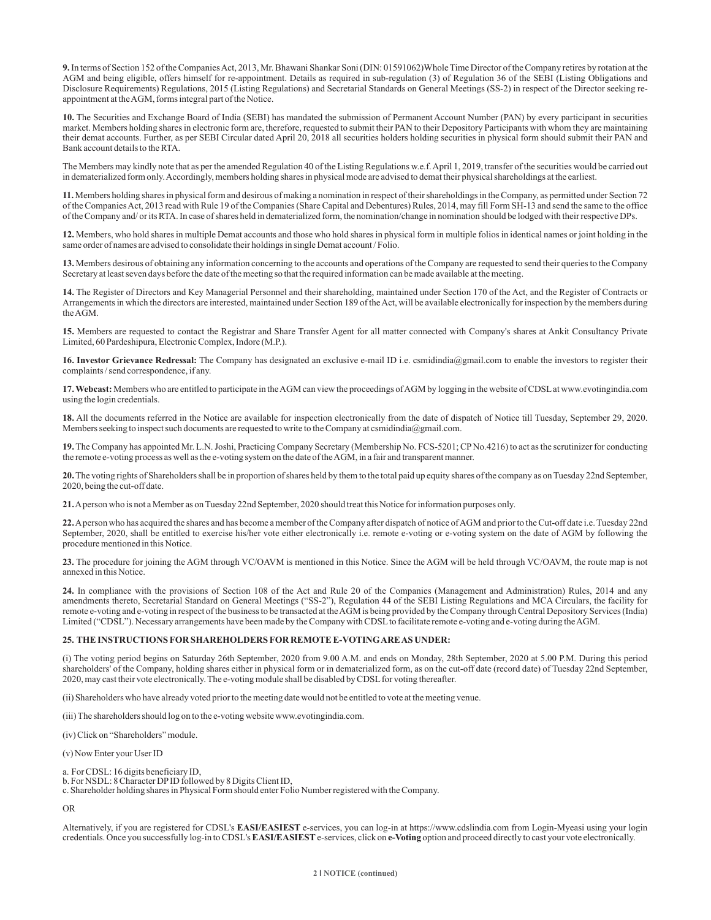**9.** In terms of Section 152 of the Companies Act, 2013, Mr. Bhawani Shankar Soni (DIN: 01591062)Whole Time Director of the Company retires by rotation at the AGM and being eligible, offers himself for re-appointment. Details as required in sub-regulation (3) of Regulation 36 of the SEBI (Listing Obligations and Disclosure Requirements) Regulations, 2015 (Listing Regulations) and Secretarial Standards on General Meetings (SS-2) in respect of the Director seeking re-appointment at the AGM, forms integral part of the Notice.

**10.** The Securities and Exchange Board of India (SEBI) has mandated the submission of Permanent Account Number (PAN) by every participant in securities market. Members holding shares in electronic form are, therefore, requested to submit their PAN to their Depository Participants with whom they are maintaining their demat accounts. Further, as per SEBI Circular dated April 20, 2018 all securities holders holding securities in physical form should submit their PAN and Bank account details to the RTA.

The Members may kindly note that as per the amended Regulation 40 of the Listing Regulations w.e.f. April 1, 2019, transfer of the securities would be carried out in dematerialized form only. Accordingly, members holding shares in physical mode are advised to demat their physical shareholdings at the earliest.

**11.** Members holding shares in physical form and desirous of making a nomination in respect of their shareholdings in the Company, as permitted under Section 72 of the Companies Act, 2013 read with Rule 19 of the Companies (Share Capital and Debentures) Rules, 2014, may fill Form SH-13 and send the same to the office of the Company and/ or its RTA. In case of shares held in dematerialized form, the nomination/change in nomination should be lodged with their respective DPs.

**12.** Members, who hold shares in multiple Demat accounts and those who hold shares in physical form in multiple folios in identical names or joint holding in the same order of names are advised to consolidate their holdings in single Demat account / Folio.

**13.** Members desirous of obtaining any information concerning to the accounts and operations of the Company are requested to send their queries to the Company Secretary at least seven days before the date of the meeting so that the required information can be made available at the meeting.

**14.** The Register of Directors and Key Managerial Personnel and their shareholding, maintained under Section 170 of the Act, and the Register of Contracts or Arrangements in which the directors are interested, maintained under Section 189 of the Act, will be available electronically for inspection by the members during the AGM.

**15.** Members are requested to contact the Registrar and Share Transfer Agent for all matter connected with Company's shares at Ankit Consultancy Private Limited, 60 Pardeshipura, Electronic Complex, Indore (M.P.).

**16. Investor Grievance Redressal:** The Company has designated an exclusive e-mail ID i.e. csmidindia@gmail.com to enable the investors to register their complaints / send correspondence, if any.

**17. Webcast:** Members who are entitled to participate in the AGM can view the proceedings of AGM by logging in the website of CDSL at www.evotingindia.com using the login credentials.

**18.** All the documents referred in the Notice are available for inspection electronically from the date of dispatch of Notice till Tuesday, September 29, 2020. Members seeking to inspect such documents are requested to write to the Company at csmidindia@gmail.com.

**19.** The Company has appointed Mr. L.N. Joshi, Practicing Company Secretary (Membership No. FCS-5201; CP No.4216) to act as the scrutinizer for conducting the remote e-voting process as well as the e-voting system on the date of the AGM, in a fair and transparent manner.

**20.** The voting rights of Shareholders shall be in proportion of shares held by them to the total paid up equity shares of the company as on Tuesday 22nd September, 2020, being the cut-off date.

**21.** A person who is not a Member as on Tuesday 22nd September, 2020 should treat this Notice for information purposes only.

**22.** A person who has acquired the shares and has become a member of the Company after dispatch of notice of AGM and prior to the Cut-off date i.e. Tuesday 22nd September, 2020, shall be entitled to exercise his/her vote either electronically i.e. remote e-voting or e-voting system on the date of AGM by following the procedure mentioned in this Notice.

**23.** The procedure for joining the AGM through VC/OAVM is mentioned in this Notice. Since the AGM will be held through VC/OAVM, the route map is not annexed in this Notice.

**24.** In compliance with the provisions of Section 108 of the Act and Rule 20 of the Companies (Management and Administration) Rules, 2014 and any amendments thereto, Secretarial Standard on General Meetings ("SS-2"), Regulation 44 of the SEBI Listing Regulations and MCA Circulars, the facility for remote e-voting and e-voting in respect of the business to be transacted at the AGM is being provided by the Company through Central Depository Services (India) Limited ("CDSL"). Necessary arrangements have been made by the Company with CDSL to facilitate remote e-voting and e-voting during the AGM.

**25. THE INSTRUCTIONS FOR SHAREHOLDERS FOR REMOTE E-VOTING ARE AS UNDER:**

(i) The voting period begins on Saturday 26th September, 2020 from 9.00 A.M. and ends on Monday, 28th September, 2020 at 5.00 P.M. During this period shareholders' of the Company, holding shares either in physical form or in dematerialized form, as on the cut-off date (record date) of Tuesday 22nd September, 2020, may cast their vote electronically. The e-voting module shall be disabled by CDSL for voting thereafter.

(ii) Shareholders who have already voted prior to the meeting date would not be entitled to vote at the meeting venue.

(iii) The shareholders should log on to the e-voting website www.evotingindia.com.

(iv) Click on "Shareholders" module.

(v) Now Enter your User ID

a. For CDSL: 16 digits beneficiary ID,
b. For NSDL: 8 Character DP ID followed by 8 Digits Client ID,
c. Shareholder holding shares in Physical Form should enter Folio Number registered with the Company.

OR

Alternatively, if you are registered for CDSL's **EASI/EASIEST** e-services, you can log-in at https://www.cdslindia.com from Login-Myeasi using your login credentials. Once you successfully log-in to CDSL's **EASI/EASIEST** e-services, click on **e-Voting** option and proceed directly to cast your vote electronically.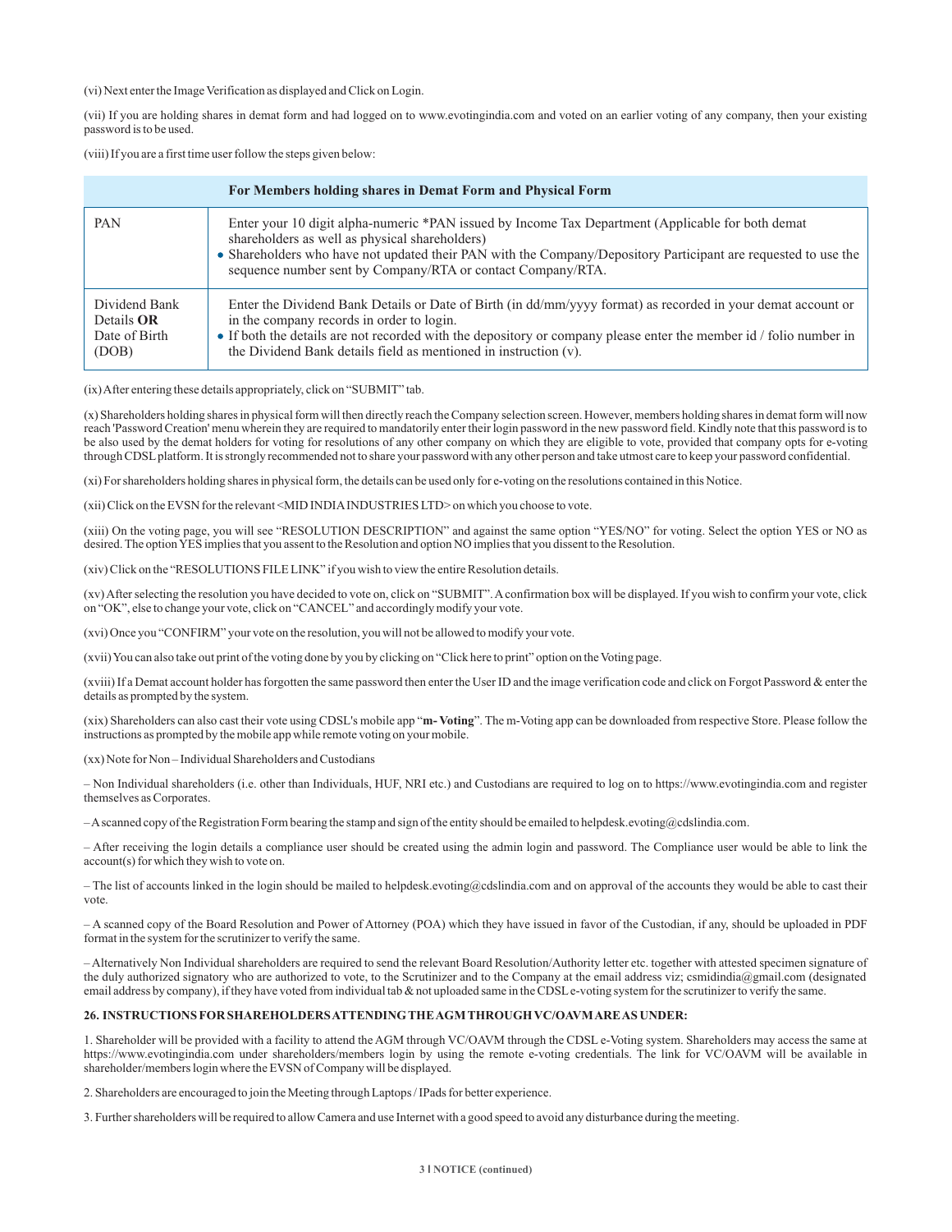(vi) Next enter the Image Verification as displayed and Click on Login.

(vii) If you are holding shares in demat form and had logged on to www.evotingindia.com and voted on an earlier voting of any company, then your existing password is to be used.

(viii) If you are a first time user follow the steps given below:

| | For Members holding shares in Demat Form and Physical Form |
|---|---|
| PAN | Enter your 10 digit alpha-numeric *PAN issued by Income Tax Department (Applicable for both demat shareholders as well as physical shareholders)<br>• Shareholders who have not updated their PAN with the Company/Depository Participant are requested to use the sequence number sent by Company/RTA or contact Company/RTA. |
| Dividend Bank Details **OR** Date of Birth (DOB) | Enter the Dividend Bank Details or Date of Birth (in dd/mm/yyyy format) as recorded in your demat account or in the company records in order to login.<br>• If both the details are not recorded with the depository or company please enter the member id / folio number in the Dividend Bank details field as mentioned in instruction (v). |

(ix) After entering these details appropriately, click on "SUBMIT" tab.

(x) Shareholders holding shares in physical form will then directly reach the Company selection screen. However, members holding shares in demat form will now reach 'Password Creation' menu wherein they are required to mandatorily enter their login password in the new password field. Kindly note that this password is to be also used by the demat holders for voting for resolutions of any other company on which they are eligible to vote, provided that company opts for e-voting through CDSL platform. It is strongly recommended not to share your password with any other person and take utmost care to keep your password confidential.

(xi) For shareholders holding shares in physical form, the details can be used only for e-voting on the resolutions contained in this Notice.

(xii) Click on the EVSN for the relevant <MID INDIA INDUSTRIES LTD> on which you choose to vote.

(xiii) On the voting page, you will see "RESOLUTION DESCRIPTION" and against the same option "YES/NO" for voting. Select the option YES or NO as desired. The option YES implies that you assent to the Resolution and option NO implies that you dissent to the Resolution.

(xiv) Click on the "RESOLUTIONS FILE LINK" if you wish to view the entire Resolution details.

(xv) After selecting the resolution you have decided to vote on, click on "SUBMIT". A confirmation box will be displayed. If you wish to confirm your vote, click on "OK", else to change your vote, click on "CANCEL" and accordingly modify your vote.

(xvi) Once you "CONFIRM" your vote on the resolution, you will not be allowed to modify your vote.

(xvii) You can also take out print of the voting done by you by clicking on "Click here to print" option on the Voting page.

(xviii) If a Demat account holder has forgotten the same password then enter the User ID and the image verification code and click on Forgot Password & enter the details as prompted by the system.

(xix) Shareholders can also cast their vote using CDSL's mobile app "**m- Voting**". The m-Voting app can be downloaded from respective Store. Please follow the instructions as prompted by the mobile app while remote voting on your mobile.

(xx) Note for Non – Individual Shareholders and Custodians

– Non Individual shareholders (i.e. other than Individuals, HUF, NRI etc.) and Custodians are required to log on to https://www.evotingindia.com and register themselves as Corporates.

– A scanned copy of the Registration Form bearing the stamp and sign of the entity should be emailed to helpdesk.evoting@cdslindia.com.

– After receiving the login details a compliance user should be created using the admin login and password. The Compliance user would be able to link the account(s) for which they wish to vote on.

– The list of accounts linked in the login should be mailed to helpdesk.evoting@cdslindia.com and on approval of the accounts they would be able to cast their vote.

– A scanned copy of the Board Resolution and Power of Attorney (POA) which they have issued in favor of the Custodian, if any, should be uploaded in PDF format in the system for the scrutinizer to verify the same.

– Alternatively Non Individual shareholders are required to send the relevant Board Resolution/Authority letter etc. together with attested specimen signature of the duly authorized signatory who are authorized to vote, to the Scrutinizer and to the Company at the email address viz; csmidindia@gmail.com (designated email address by company), if they have voted from individual tab & not uploaded same in the CDSL e-voting system for the scrutinizer to verify the same.

**26. INSTRUCTIONS FOR SHAREHOLDERS ATTENDING THE AGM THROUGH VC/OAVM ARE AS UNDER:**

1. Shareholder will be provided with a facility to attend the AGM through VC/OAVM through the CDSL e-Voting system. Shareholders may access the same at https://www.evotingindia.com under shareholders/members login by using the remote e-voting credentials. The link for VC/OAVM will be available in shareholder/members login where the EVSN of Company will be displayed.

2. Shareholders are encouraged to join the Meeting through Laptops / IPads for better experience.

3. Further shareholders will be required to allow Camera and use Internet with a good speed to avoid any disturbance during the meeting.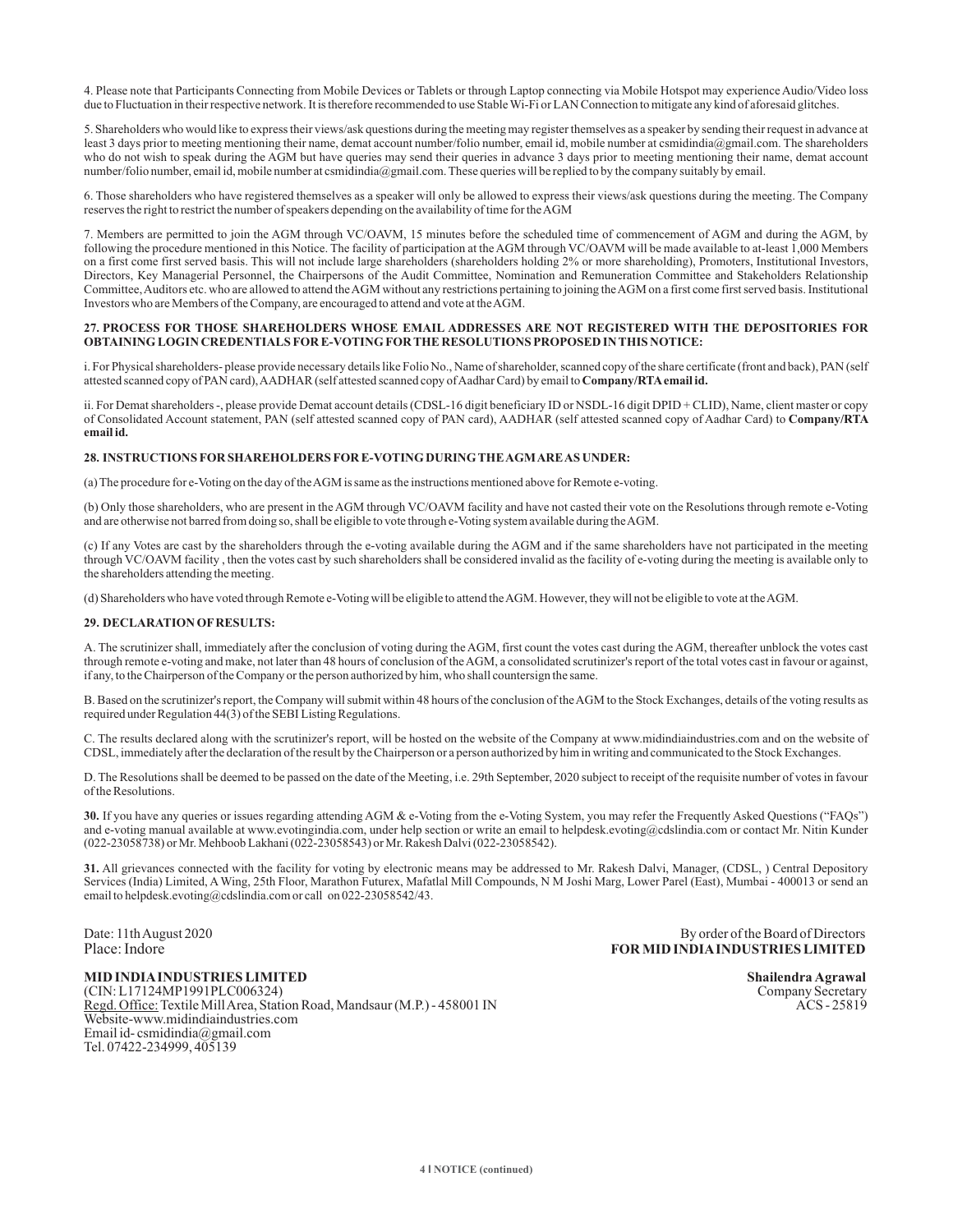4. Please note that Participants Connecting from Mobile Devices or Tablets or through Laptop connecting via Mobile Hotspot may experience Audio/Video loss due to Fluctuation in their respective network. It is therefore recommended to use Stable Wi-Fi or LAN Connection to mitigate any kind of aforesaid glitches.

5. Shareholders who would like to express their views/ask questions during the meeting may register themselves as a speaker by sending their request in advance at least 3 days prior to meeting mentioning their name, demat account number/folio number, email id, mobile number at csmidindia@gmail.com. The shareholders who do not wish to speak during the AGM but have queries may send their queries in advance 3 days prior to meeting mentioning their name, demat account number/folio number, email id, mobile number at csmidindia@gmail.com. These queries will be replied to by the company suitably by email.

6. Those shareholders who have registered themselves as a speaker will only be allowed to express their views/ask questions during the meeting. The Company reserves the right to restrict the number of speakers depending on the availability of time for the AGM

7. Members are permitted to join the AGM through VC/OAVM, 15 minutes before the scheduled time of commencement of AGM and during the AGM, by following the procedure mentioned in this Notice. The facility of participation at the AGM through VC/OAVM will be made available to at-least 1,000 Members on a first come first served basis. This will not include large shareholders (shareholders holding 2% or more shareholding), Promoters, Institutional Investors, Directors, Key Managerial Personnel, the Chairpersons of the Audit Committee, Nomination and Remuneration Committee and Stakeholders Relationship Committee, Auditors etc. who are allowed to attend the AGM without any restrictions pertaining to joining the AGM on a first come first served basis. Institutional Investors who are Members of the Company, are encouraged to attend and vote at the AGM.

**27. PROCESS FOR THOSE SHAREHOLDERS WHOSE EMAIL ADDRESSES ARE NOT REGISTERED WITH THE DEPOSITORIES FOR OBTAINING LOGIN CREDENTIALS FOR E-VOTING FOR THE RESOLUTIONS PROPOSED IN THIS NOTICE:**

i. For Physical shareholders- please provide necessary details like Folio No., Name of shareholder, scanned copy of the share certificate (front and back), PAN (self attested scanned copy of PAN card), AADHAR (self attested scanned copy of Aadhar Card) by email to **Company/RTA email id.**

ii. For Demat shareholders -, please provide Demat account details (CDSL-16 digit beneficiary ID or NSDL-16 digit DPID + CLID), Name, client master or copy of Consolidated Account statement, PAN (self attested scanned copy of PAN card), AADHAR (self attested scanned copy of Aadhar Card) to **Company/RTA email id.**

**28. INSTRUCTIONS FOR SHAREHOLDERS FOR E-VOTING DURING THE AGM ARE AS UNDER:**

(a) The procedure for e-Voting on the day of the AGM is same as the instructions mentioned above for Remote e-voting.

(b) Only those shareholders, who are present in the AGM through VC/OAVM facility and have not casted their vote on the Resolutions through remote e-Voting and are otherwise not barred from doing so, shall be eligible to vote through e-Voting system available during the AGM.

(c) If any Votes are cast by the shareholders through the e-voting available during the AGM and if the same shareholders have not participated in the meeting through VC/OAVM facility , then the votes cast by such shareholders shall be considered invalid as the facility of e-voting during the meeting is available only to the shareholders attending the meeting.

(d) Shareholders who have voted through Remote e-Voting will be eligible to attend the AGM. However, they will not be eligible to vote at the AGM.

**29. DECLARATION OF RESULTS:**

A. The scrutinizer shall, immediately after the conclusion of voting during the AGM, first count the votes cast during the AGM, thereafter unblock the votes cast through remote e-voting and make, not later than 48 hours of conclusion of the AGM, a consolidated scrutinizer's report of the total votes cast in favour or against, if any, to the Chairperson of the Company or the person authorized by him, who shall countersign the same.

B. Based on the scrutinizer's report, the Company will submit within 48 hours of the conclusion of the AGM to the Stock Exchanges, details of the voting results as required under Regulation 44(3) of the SEBI Listing Regulations.

C. The results declared along with the scrutinizer's report, will be hosted on the website of the Company at www.midindiaindustries.com and on the website of CDSL, immediately after the declaration of the result by the Chairperson or a person authorized by him in writing and communicated to the Stock Exchanges.

D. The Resolutions shall be deemed to be passed on the date of the Meeting, i.e. 29th September, 2020 subject to receipt of the requisite number of votes in favour of the Resolutions.

**30.** If you have any queries or issues regarding attending AGM & e-Voting from the e-Voting System, you may refer the Frequently Asked Questions ("FAQs") and e-voting manual available at www.evotingindia.com, under help section or write an email to helpdesk.evoting@cdslindia.com or contact Mr. Nitin Kunder (022-23058738) or Mr. Mehboob Lakhani (022-23058543) or Mr. Rakesh Dalvi (022-23058542).

**31.** All grievances connected with the facility for voting by electronic means may be addressed to Mr. Rakesh Dalvi, Manager, (CDSL, ) Central Depository Services (India) Limited, A Wing, 25th Floor, Marathon Futurex, Mafatlal Mill Compounds, N M Joshi Marg, Lower Parel (East), Mumbai - 400013 or send an email to helpdesk.evoting@cdslindia.com or call on 022-23058542/43.

Date: 11th August 2020
Place: Indore

By order of the Board of Directors
**FOR MID INDIA INDUSTRIES LIMITED**

**Shailendra Agrawal**
Company Secretary
ACS - 25819

**MID INDIA INDUSTRIES LIMITED**
(CIN: L17124MP1991PLC006324)
Regd. Office: Textile Mill Area, Station Road, Mandsaur (M.P.) - 458001 IN
Website-www.midindiaindustries.com
Email id- csmidindia@gmail.com
Tel. 07422-234999, 405139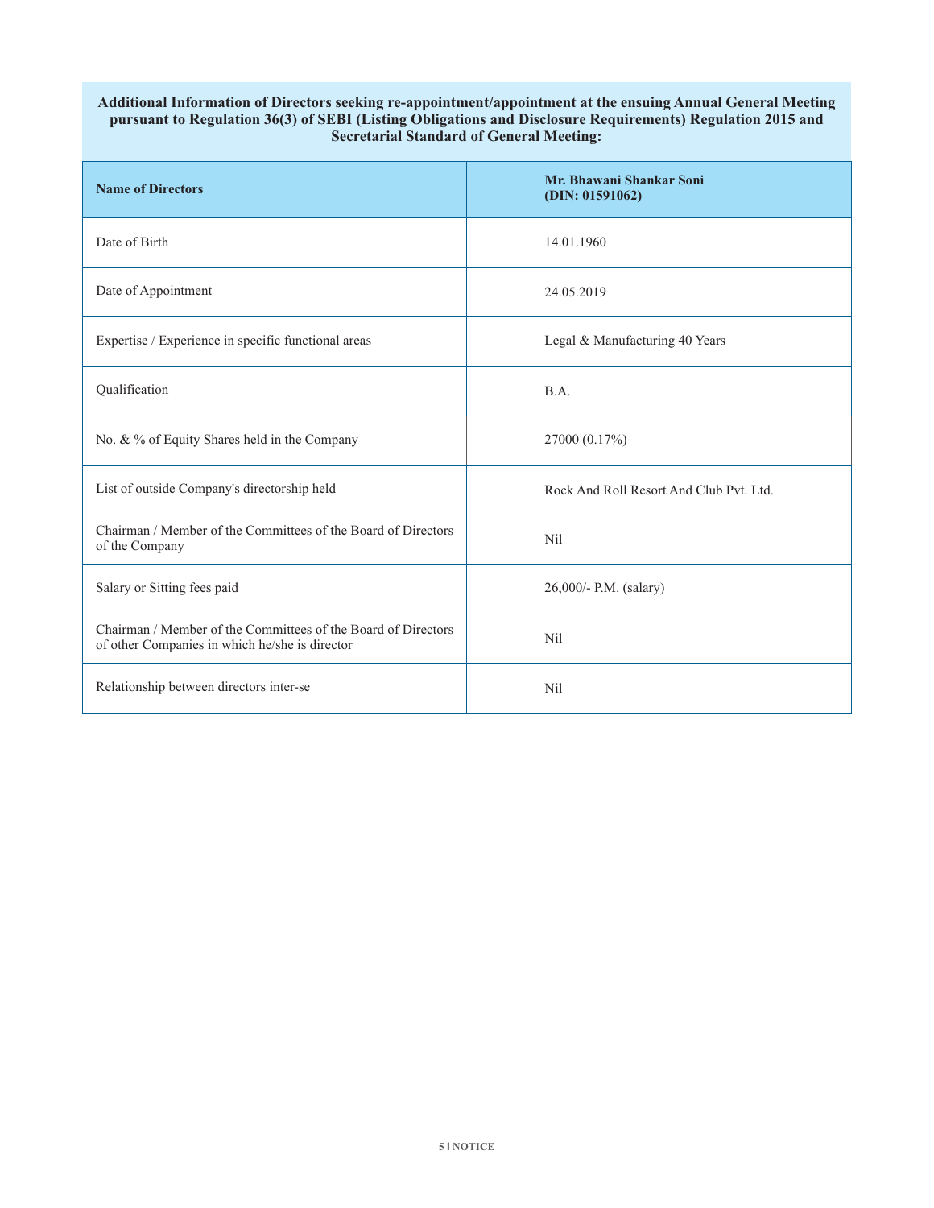**Additional Information of Directors seeking re-appointment/appointment at the ensuing Annual General Meeting pursuant to Regulation 36(3) of SEBI (Listing Obligations and Disclosure Requirements) Regulation 2015 and Secretarial Standard of General Meeting:**

| **Name of Directors** | **Mr. Bhawani Shankar Soni (DIN: 01591062)** |
|---|---|
| Date of Birth | 14.01.1960 |
| Date of Appointment | 24.05.2019 |
| Expertise / Experience in specific functional areas | Legal & Manufacturing 40 Years |
| Qualification | B.A. |
| No. & % of Equity Shares held in the Company | 27000 (0.17%) |
| List of outside Company's directorship held | Rock And Roll Resort And Club Pvt. Ltd. |
| Chairman / Member of the Committees of the Board of Directors of the Company | Nil |
| Salary or Sitting fees paid | 26,000/- P.M. (salary) |
| Chairman / Member of the Committees of the Board of Directors of other Companies in which he/she is director | Nil |
| Relationship between directors inter-se | Nil |